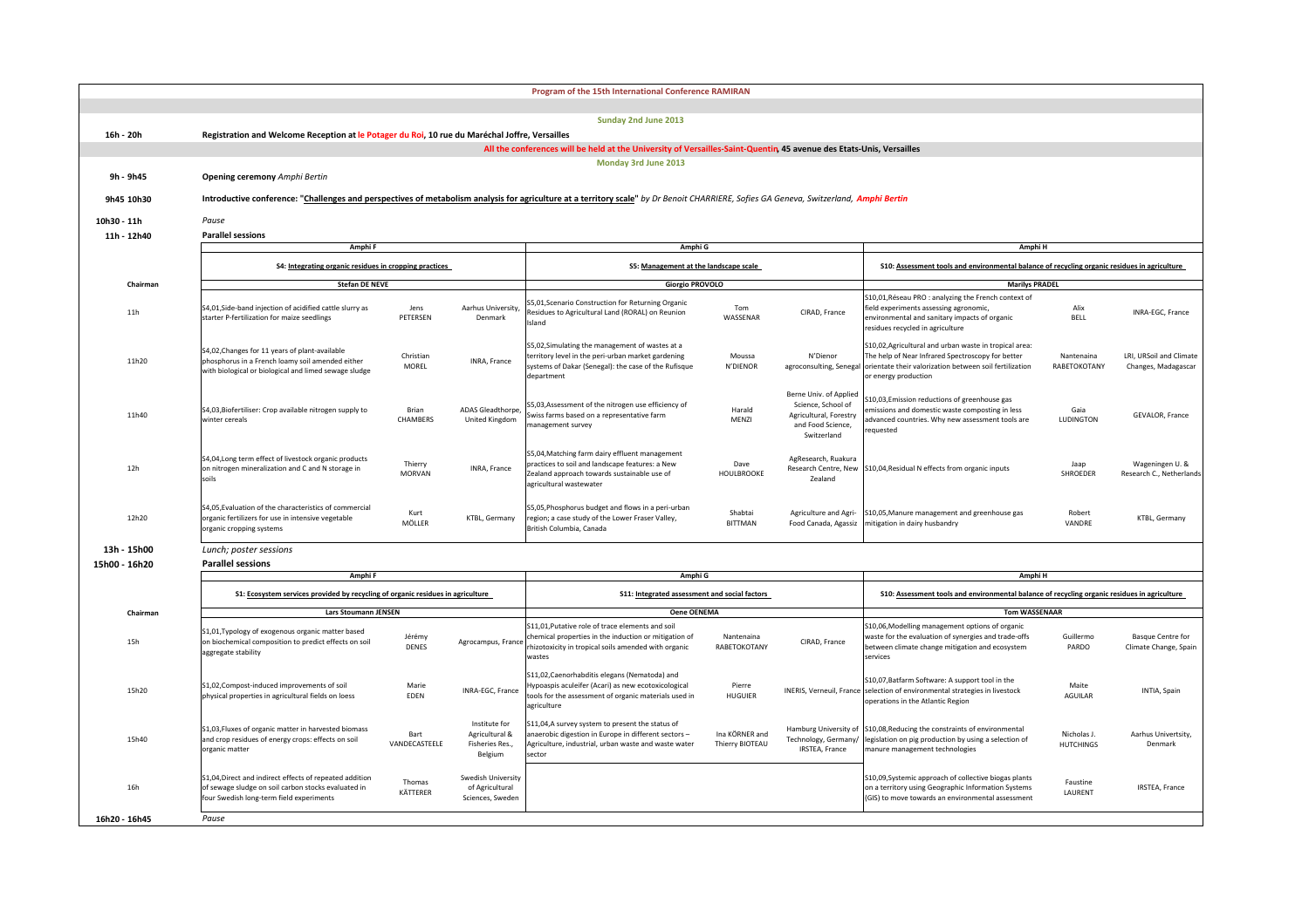# Program of the 15th International Conference RAMIRAN

## Sunday 2nd June 2013

**16h - 20h** — **Registration and Welcome Reception at le Potager du Roi, 10 rue du Maréchal Joffre, Versailles**

**All the conferences will be held at the University of Versailles-Saint-Quentin, 45 avenue des Etats-Unis, Versailles**

## Monday 3rd June 2013

**9h - 9h45** — **Opening ceremony** *Amphi Bertin*

**9h45 10h30** — **Introductive conference: "Challenges and perspectives of metabolism analysis for agriculture at a territory scale"** *by Dr Benoit CHARRIERE, Sofies GA Geneva, Switzerland, Amphi Bertin*

**10h30 - 11h** — *Pause*

**11h - 12h40** — **Parallel sessions**

| | Amphi F | | | Amphi G | | | Amphi H | | |
|---|---|---|---|---|---|---|---|---|---|
| | **S4: Integrating organic residues in cropping practices** | | | **S5: Management at the landscape scale** | | | **S10: Assessment tools and environmental balance of recycling organic residues in agriculture** | | |
| **Chairman** | **Stefan DE NEVE** | | | **Giorgio PROVOLO** | | | **Marilys PRADEL** | | |
| 11h | S4,01,Side-band injection of acidified cattle slurry as starter P-fertilization for maize seedlings | Jens PETERSEN | Aarhus University, Denmark | S5,01,Scenario Construction for Returning Organic Residues to Agricultural Land (RORAL) on Reunion Island | Tom WASSENAR | CIRAD, France | S10,01,Réseau PRO : analyzing the French context of field experiments assessing agronomic, environmental and sanitary impacts of organic residues recycled in agriculture | Alix BELL | INRA-EGC, France |
| 11h20 | S4,02,Changes for 11 years of plant-available phosphorus in a French loamy soil amended either with biological or biological and limed sewage sludge | Christian MOREL | INRA, France | S5,02,Simulating the management of wastes at a territory level in the peri-urban market gardening systems of Dakar (Senegal): the case of the Rufisque department | Moussa N'DIENOR | N'Dienor agroconsulting, Senegal | S10,02,Agricultural and urban waste in tropical area: The help of Near Infrared Spectroscopy for better orientate their valorization between soil fertilization or energy production | Nantenaina RABETOKOTANY | LRI, URSoil and Climate Changes, Madagascar |
| 11h40 | S4,03,Biofertiliser: Crop available nitrogen supply to winter cereals | Brian CHAMBERS | ADAS Gleadthorpe, United Kingdom | S5,03,Assessment of the nitrogen use efficiency of Swiss farms based on a representative farm management survey | Harald MENZI | Berne Univ. of Applied Science, School of Agricultural, Forestry and Food Science, Switzerland | S10,03,Emission reductions of greenhouse gas emissions and domestic waste composting in less advanced countries. Why new assessment tools are requested | Gaia LUDINGTON | GEVALOR, France |
| 12h | S4,04,Long term effect of livestock organic products on nitrogen mineralization and C and N storage in soils | Thierry MORVAN | INRA, France | S5,04,Matching farm dairy effluent management practices to soil and landscape features: a New Zealand approach towards sustainable use of agricultural wastewater | Dave HOULBROOKE | AgResearch, Ruakura Research Centre, New Zealand | S10,04,Residual N effects from organic inputs | Jaap SHROEDER | Wageningen U. & Research C., Netherlands |
| 12h20 | S4,05,Evaluation of the characteristics of commercial organic fertilizers for use in intensive vegetable organic cropping systems | Kurt MÖLLER | KTBL, Germany | S5,05,Phosphorus budget and flows in a peri-urban region; a case study of the Lower Fraser Valley, British Columbia, Canada | Shabtai BITTMAN | Agriculture and Agri-Food Canada, Agassiz | S10,05,Manure management and greenhouse gas mitigation in dairy husbandry | Robert VANDRE | KTBL, Germany |

**13h - 15h00** — *Lunch; poster sessions*

**15h00 - 16h20** — **Parallel sessions**

| | Amphi F | | | Amphi G | | | Amphi H | | |
|---|---|---|---|---|---|---|---|---|---|
| | **S1: Ecosystem services provided by recycling of organic residues in agriculture** | | | **S11: Integrated assessment and social factors** | | | **S10: Assessment tools and environmental balance of recycling organic residues in agriculture** | | |
| **Chairman** | **Lars Stoumann JENSEN** | | | **Oene OENEMA** | | | **Tom WASSENAAR** | | |
| 15h | S1,01,Typology of exogenous organic matter based on biochemical composition to predict effects on soil aggregate stability | Jérémy DENES | Agrocampus, France | S11,01,Putative role of trace elements and soil chemical properties in the induction or mitigation of rhizotoxicity in tropical soils amended with organic wastes | Nantenaina RABETOKOTANY | CIRAD, France | S10,06,Modelling management options of organic waste for the evaluation of synergies and trade-offs between climate change mitigation and ecosystem services | Guillermo PARDO | Basque Centre for Climate Change, Spain |
| 15h20 | S1,02,Compost-induced improvements of soil physical properties in agricultural fields on loess | Marie EDEN | INRA-EGC, France | S11,02,Caenorhabditis elegans (Nematoda) and Hypoaspis aculeifer (Acari) as new ecotoxicological tools for the assessment of organic materials used in agriculture | Pierre HUGUIER | INERIS, Verneuil, France | S10,07,Batfarm Software: A support tool in the selection of environmental strategies in livestock operations in the Atlantic Region | Maite AGUILAR | INTIA, Spain |
| 15h40 | S1,03,Fluxes of organic matter in harvested biomass and crop residues of energy crops: effects on soil organic matter | Bart VANDECASTEELE | Institute for Agricultural & Fisheries Res., Belgium | S11,04,A survey system to present the status of anaerobic digestion in Europe in different sectors – Agriculture, industrial, urban waste and waste water sector | Ina KÖRNER and Thierry BIOTEAU | Hamburg University of Technology, Germany/ IRSTEA, France | S10,08,Reducing the constraints of environmental legislation on pig production by using a selection of manure management technologies | Nicholas J. HUTCHINGS | Aarhus Univertsity, Denmark |
| 16h | S1,04,Direct and indirect effects of repeated addition of sewage sludge on soil carbon stocks evaluated in four Swedish long-term field experiments | Thomas KÄTTERER | Swedish University of Agricultural Sciences, Sweden | | | | S10,09,Systemic approach of collective biogas plants on a territory using Geographic Information Systems (GIS) to move towards an environmental assessment | Faustine LAURENT | IRSTEA, France |

**16h20 - 16h45** — *Pause*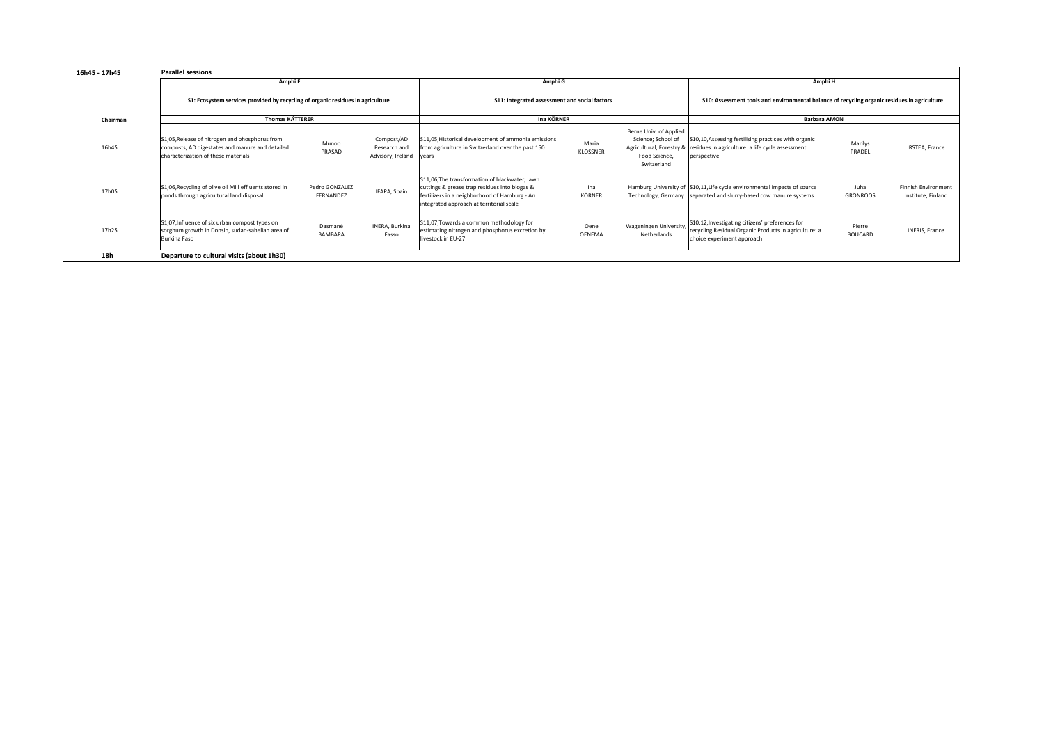| 16h45 - 17h45 | Parallel sessions | | | | | | | | |
|---|---|---|---|---|---|---|---|---|---|
| | Amphi F | | | Amphi G | | | Amphi H | | |
| | S1: Ecosystem services provided by recycling of organic residues in agriculture | | | S11: Integrated assessment and social factors | | | S10: Assessment tools and environmental balance of recycling organic residues in agriculture | | |
| Chairman | Thomas KÄTTERER | | | Ina KÖRNER | | | Barbara AMON | | |
| 16h45 | S1,05,Release of nitrogen and phosphorus from composts, AD digestates and manure and detailed characterization of these materials | Munoo PRASAD | Compost/AD Research and Advisory, Ireland | S11,05,Historical development of ammonia emissions from agriculture in Switzerland over the past 150 years | Maria KLOSSNER | Berne Univ. of Applied Science; School of Agricultural, Forestry & Food Science, Switzerland | S10,10,Assessing fertilising practices with organic residues in agriculture: a life cycle assessment perspective | Marilys PRADEL | IRSTEA, France |
| 17h05 | S1,06,Recycling of olive oil Mill effluents stored in ponds through agricultural land disposal | Pedro GONZALEZ FERNANDEZ | IFAPA, Spain | S11,06,The transformation of blackwater, lawn cuttings & grease trap residues into biogas & fertilizers in a neighborhood of Hamburg - An integrated approach at territorial scale | Ina KÖRNER | Hamburg University of Technology, Germany | S10,11,Life cycle environmental impacts of source separated and slurry-based cow manure systems | Juha GRÖNROOS | Finnish Environment Institute, Finland |
| 17h25 | S1,07,Influence of six urban compost types on sorghum growth in Donsin, sudan-sahelian area of Burkina Faso | Dasmané BAMBARA | INERA, Burkina Fasso | S11,07,Towards a common methodology for estimating nitrogen and phosphorus excretion by livestock in EU-27 | Oene OENEMA | Wageningen University, Netherlands | S10,12,Investigating citizens' preferences for recycling Residual Organic Products in agriculture: a choice experiment approach | Pierre BOUCARD | INERIS, France |
| 18h | Departure to cultural visits (about 1h30) | | | | | | | | |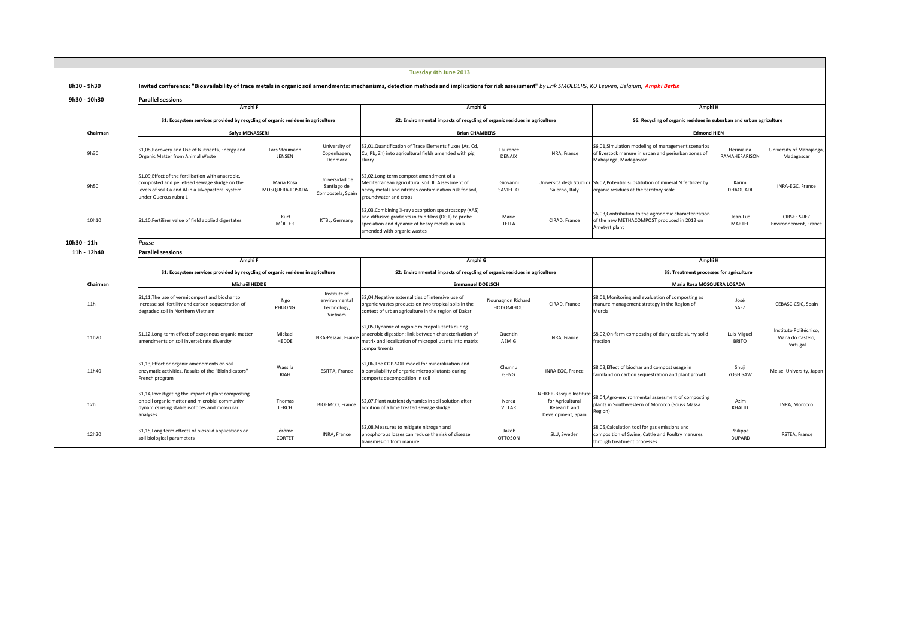## Tuesday 4th June 2013

**8h30 - 9h30** Invited conference: "**Bioavailability of trace metals in organic soil amendments: mechanisms, detection methods and implications for risk assessment**" *by Erik SMOLDERS, KU Leuven, Belgium, **Amphi Bertin***

**9h30 - 10h30** **Parallel sessions**

| | Amphi F | | | Amphi G | | | Amphi H | | |
|---|---|---|---|---|---|---|---|---|---|
| | S1: Ecosystem services provided by recycling of organic residues in agriculture | | | S2: Environmental impacts of recycling of organic residues in agriculture | | | S6: Recycling of organic residues in suburban and urban agriculture | | |
| **Chairman** | Safya MENASSERI | | | Brian CHAMBERS | | | Edmond HIEN | | |
| 9h30 | S1,08,Recovery and Use of Nutrients, Energy and Organic Matter from Animal Waste | Lars Stoumann JENSEN | University of Copenhagen, Denmark | S2,01,Quantification of Trace Elements fluxes (As, Cd, Cu, Pb, Zn) into agricultural fields amended with pig slurry | Laurence DENAIX | INRA, France | S6,01,Simulation modeling of management scenarios of livestock manure in urban and periurban zones of Mahajanga, Madagascar | Heriniaina RAMAHEFARISON | University of Mahajanga, Madagascar |
| 9h50 | S1,09,Effect of the fertilisation with anaerobic, composted and pelletised sewage sludge on the levels of soil Ca and Al in a silvopastoral system under Quercus rubra L | María Rosa MOSQUERA-LOSADA | Universidad de Santiago de Compostela, Spain | S2,02,Long-term compost amendment of a Mediterranean agricultural soil. II: Assessment of heavy metals and nitrates contamination risk for soil, groundwater and crops | Giovanni SAVIELLO | Università degli Studi di Salerno, Italy | S6,02,Potential substitution of mineral N fertilizer by organic residues at the territory scale | Karim DHAOUADI | INRA-EGC, France |
| 10h10 | S1,10,Fertilizer value of field applied digestates | Kurt MÖLLER | KTBL, Germany | S2,03,Combining X-ray absorption spectroscopy (XAS) and diffusive gradients in thin films (DGT) to probe speciation and dynamic of heavy metals in soils amended with organic wastes | Marie TELLA | CIRAD, France | S6,03,Contribution to the agronomic characterization of the new METHACOMPOST produced in 2012 on Ametyst plant | Jean-Luc MARTEL | CIRSEE SUEZ Environnement, France |

**10h30 - 11h** *Pause*

**11h - 12h40** **Parallel sessions**

| | Amphi F | | | Amphi G | | | Amphi H | | |
|---|---|---|---|---|---|---|---|---|---|
| | S1: Ecosystem services provided by recycling of organic residues in agriculture | | | S2: Environmental impacts of recycling of organic residues in agriculture | | | S8: Treatment processes for agriculture | | |
| **Chairman** | Michaël HEDDE | | | Emmanuel DOELSCH | | | Maria Rosa MOSQUERA LOSADA | | |
| 11h | S1,11,The use of vermicompost and biochar to increase soil fertility and carbon sequestration of degraded soil in Northern Vietnam | Ngo PHUONG | Institute of environmental Technology, Vietnam | S2,04,Negative externalities of intensive use of organic wastes products on two tropical soils in the context of urban agriculture in the region of Dakar | Nounagnon Richard HODOMIHOU | CIRAD, France | S8,01,Monitoring and evaluation of composting as manure management strategy in the Region of Murcia | José SAEZ | CEBASC-CSIC, Spain |
| 11h20 | S1,12,Long-term effect of exogenous organic matter amendments on soil invertebrate diversity | Mickael HEDDE | INRA-Pessac, France | S2,05,Dynamic of organic micropollutants during anaerobic digestion: link between characterization of matrix and localization of micropollutants into matrix compartments | Quentin AEMIG | INRA, France | S8,02,On-farm composting of dairy cattle slurry solid fraction | Luis Miguel BRITO | Instituto Politécnico, Viana do Castelo, Portugal |
| 11h40 | S1,13,Effect or organic amendments on soil enzymatic activities. Results of the "Bioindicators" French program | Wassila RIAH | ESITPA, France | S2,06,The COP-SOIL model for mineralization and bioavailability of organic micropollutants during composts decomposition in soil | Chunnu GENG | INRA EGC, France | S8,03,Effect of biochar and compost usage in farmland on carbon sequestration and plant growth | Shuji YOSHISAW | Meisei University, Japan |
| 12h | S1,14,Investigating the impact of plant composting on soil organic matter and microbial community dynamics using stable isotopes and molecular analyses | Thomas LERCH | BIOEMCO, France | S2,07,Plant nutrient dynamics in soil solution after addition of a lime treated sewage sludge | Nerea VILLAR | NEIKER-Basque Institute for Agricultural Research and Development, Spain | S8,04,Agro-environmental assessment of composting plants in Southwestern of Morocco (Souss Massa Region) | Azim KHALID | INRA, Morocco |
| 12h20 | S1,15,Long term effects of biosolid applications on soil biological parameters | Jérôme CORTET | INRA, France | S2,08,Measures to mitigate nitrogen and phosphorous losses can reduce the risk of disease transmission from manure | Jakob OTTOSON | SLU, Sweden | S8,05,Calculation tool for gas emissions and composition of Swine, Cattle and Poultry manures through treatment processes | Philippe DUPARD | IRSTEA, France |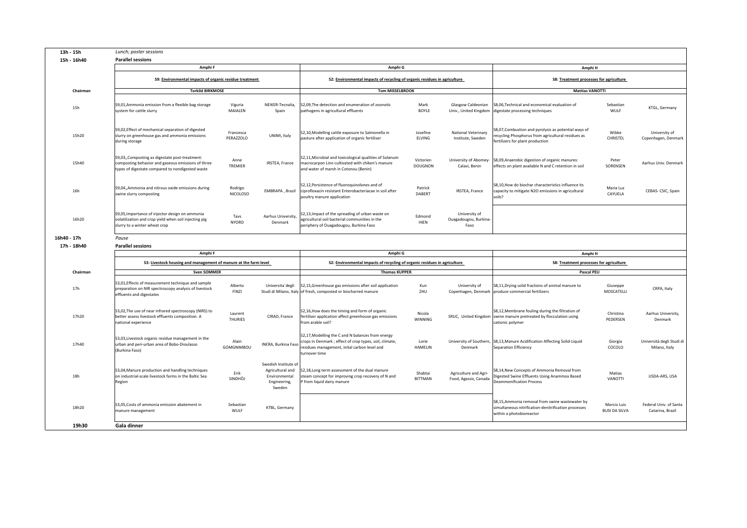| | | | | | | | | | |
|---|---|---|---|---|---|---|---|---|---|
| **13h - 15h** | *Lunch; poster sessions* | | | | | | | | |
| **15h - 16h40** | **Parallel sessions** | | | | | | | | |
| | **Amphi F** | | | **Amphi G** | | | **Amphi H** | | |
| | **S9: Environmental impacts of organic residue treatment** | | | **S2: Environmental impacts of recycling of organic residues in agriculture** | | | **S8: Treatment processes for agriculture** | | |
| **Chairman** | **Torkild BIRKMOSE** | | | **Tom MISSELBROOK** | | | **Mattias VANOTTI** | | |
| 15h | S9,01,Ammonia emission from a flexible bag storage system for cattle slurry | Viguria MAIALEN | NEIKER-Tecnalia, Spain | S2,09,The detection and enumeration of zoonotic pathogens in agricultural effluents | Mark BOYLE | Glasgow Caldeonian Univ., United Kingdom | S8,06,Technical and economical evaluation of digestate processing techniques | Sebastian WULF | KTGL, Germany |
| 15h20 | S9,02,Effect of mechanical separation of digested slurry on greenhouse gas and ammonia emissions during storage | Francesca PERAZZOLO | UNIMI, Italy | S2,10,Modelling cattle exposure to Salmonella in pasture after application of organic fertiliser | Josefine ELVING | National Veterinary Institute, Sweden | S8,07,Combustion and pyrolysis as potential ways of recycling Phosphorus from agricultural residues as fertilizers for plant production | Wibke CHRISTEL | University of Copenhagen, Denmark |
| 15h40 | S9,03,,Composting as digestate post-treatment: composting behavior and gaseous emissions of three types of digestate compared to nondigested waste | Anne TREMIER | IRSTEA, France | S2,11,Microbial and toxicological qualities of Solanum macrocarpon Linn cultivated with chiken's manure and water of marsh in Cotonou (Benin) | Victorien DOUGNON | University of Abomey-Calavi, Benin | S8,09,Anaerobic digestion of organic manures: effects on plant available N and C retention in soil | Peter SORENSEN | Aarhus Univ. Denmark |
| 16h | S9,04,,Ammonia and nitrous oxide emissions during swine slurry composting | Rodrigo NICOLOSO | EMBRAPA , Brazil | S2,12,Persistence of fluoroquinolones and of ciprofloxacin resistant Enterobacteriacae in soil after poultry manure application | Patrick DABERT | IRSTEA, France | S8,10,How do biochar characteristics influence its capacity to mitigate N2O emissions in agricultural soils? | Maria Luz CAYUELA | CEBAS- CSIC, Spain |
| 16h20 | S9,05,Importance of injector design on ammonia volatilization and crop yield when soil injecting pig slurry to a winter wheat crop | Tavs NYORD | Aarhus University, Denmark | S2,13,Impact of the spreading of urban waste on agricultural soil bacterial communities in the periphery of Ouagadougou, Burkina Faso | Edmond HIEN | University of Ouagadougou, Burkina-Faso | | | |
| **16h40 - 17h** | *Pause* | | | | | | | | |
| **17h - 18h40** | **Parallel sessions** | | | | | | | | |
| | **Amphi F** | | | **Amphi G** | | | **Amphi H** | | |
| | **S3: Livestock housing and management of manure at the farm level** | | | **S2: Environmental impacts of recycling of organic residues in agriculture** | | | **S8: Treatment processes for agriculture** | | |
| **Chairman** | **Sven SOMMER** | | | **Thomas KUPPER** | | | **Pascal PEU** | | |
| 17h | S3,01,Effects of measurement technique and sample preparation on NIR spectroscopy analysis of livestock effluents and digestates | Alberto FINZI | Universita´degli Studi di Milano, Italy | S2,15,Greenhouse gas emissions after soil application of fresh, composted or biocharred manure | Kun ZHU | University of Copenhagen, Denmark | S8,11,Drying solid fractions of animal manure to produce commercial fertilizers | Giuseppe MOSCATELLI | CRPA, Italy |
| 17h20 | S3,02,The use of near infrared spectroscopy (NIRS) to better assess livestock effluents composition. A national experience | Laurent THURIES | CIRAD, France | S2,16,How does the timing and form of organic fertiliser application affect greenhouse gas emissions from arable soil? | Nicola WINNING | SRUC, United Kingdom | S8,12,Membrane fouling during the filtration of swine manure pretreated by flocculation using cationic polymer | Christina PEDERSEN | Aarhus University, Denmark |
| 17h40 | S3,03,Livestock organic residue management in the urban and peri-urban area of Bobo-Dioulasso (Burkina Faso) | Alain GOMGNIMBOU | INERA, Burkina Faso | S2,17,Modelling the C and N balances from energy crops in Denmark ; effect of crop types, soil, climate, residues management, inital carbon level and turnover time | Lorie HAMELIN | University of Southern, Denmark | S8,13,Manure Acidification Affecting Solid-Liquid Separation Efficiency | Giorgia COCOLO | Università degli Studi di Milano, Italy |
| 18h | S3,04,Manure production and handling techniques on industrial-scale livestock farms in the Baltic Sea Region | Erik SINDHÖJ | Swedish Institute of Agricultural and Environmental Engineering, Sweden | S2,18,Long term assessment of the dual manure steam concept for improving crop recovery of N and P from liquid dairy manure | Shabtai BITTMAN | Agriculture and Agri-Food, Agassiz, Canada | S8,14,New Concepts of Ammonia Removal from Digested Swine Effluents Using Anammox Based Deammonification Process | Matias VANOTTI | USDA-ARS, USA |
| 18h20 | S3,05,Costs of ammonia emission abatement in manure management | Sebastian WULF | KTBL, Germany | | | | S8,15,Ammonia removal from swine wastewater by simultaneous nitrification-denitrification processes within a photobioreactor | Marcio Luis BUSI DA SILVA | Federal Univ. of Santa Catarina, Brazil |
| **19h30** | **Gala dinner** | | | | | | | | |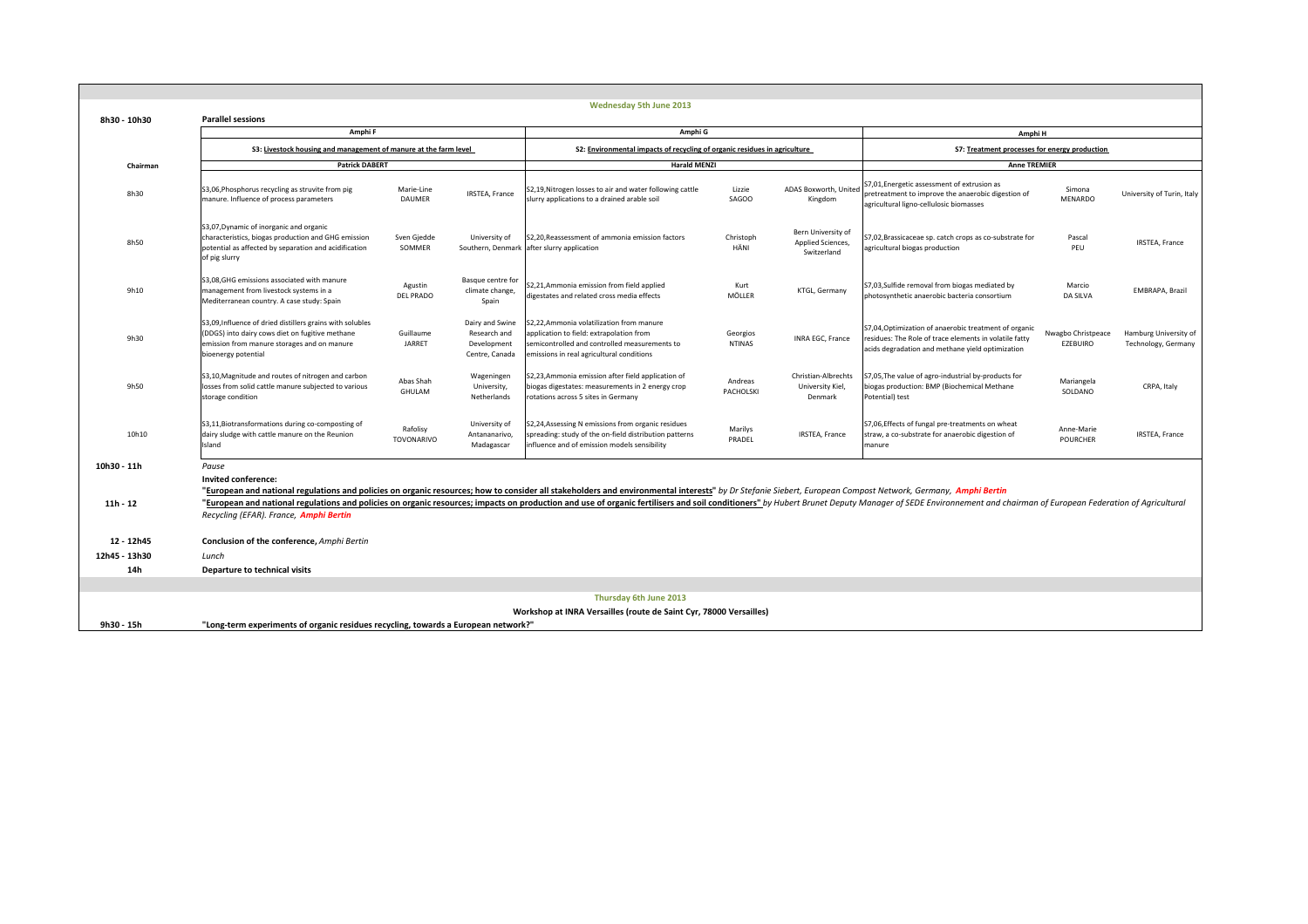## Wednesday 5th June 2013

| 8h30 - 10h30 | Parallel sessions | | | | | | | | |
|---|---|---|---|---|---|---|---|---|---|
| | **Amphi F** | | | **Amphi G** | | | **Amphi H** | | |
| | **S3: Livestock housing and management of manure at the farm level** | | | **S2: Environmental impacts of recycling of organic residues in agriculture** | | | **S7: Treatment processes for energy production** | | |
| **Chairman** | **Patrick DABERT** | | | **Harald MENZI** | | | **Anne TREMIER** | | |
| 8h30 | S3,06,Phosphorus recycling as struvite from pig manure. Influence of process parameters | Marie-Line DAUMER | IRSTEA, France | S2,19,Nitrogen losses to air and water following cattle slurry applications to a drained arable soil | Lizzie SAGOO | ADAS Boxworth, United Kingdom | S7,01,Energetic assessment of extrusion as pretreatment to improve the anaerobic digestion of agricultural ligno-cellulosic biomasses | Simona MENARDO | University of Turin, Italy |
| 8h50 | S3,07,Dynamic of inorganic and organic characteristics, biogas production and GHG emission potential as affected by separation and acidification of pig slurry | Sven Gjedde SOMMER | University of Southern, Denmark | S2,20,Reassessment of ammonia emission factors after slurry application | Christoph HÄNI | Bern University of Applied Sciences, Switzerland | S7,02,Brassicaceae sp. catch crops as co-substrate for agricultural biogas production | Pascal PEU | IRSTEA, France |
| 9h10 | S3,08,GHG emissions associated with manure management from livestock systems in a Mediterranean country. A case study: Spain | Agustin DEL PRADO | Basque centre for climate change, Spain | S2,21,Ammonia emission from field applied digestates and related cross media effects | Kurt MÖLLER | KTGL, Germany | S7,03,Sulfide removal from biogas mediated by photosynthetic anaerobic bacteria consortium | Marcio DA SILVA | EMBRAPA, Brazil |
| 9h30 | S3,09,Influence of dried distillers grains with solubles (DDGS) into dairy cows diet on fugitive methane emission from manure storages and on manure bioenergy potential | Guillaume JARRET | Dairy and Swine Research and Development Centre, Canada | S2,22,Ammonia volatilization from manure application to field: extrapolation from semicontrolled and controlled measurements to emissions in real agricultural conditions | Georgios NTINAS | INRA EGC, France | S7,04,Optimization of anaerobic treatment of organic residues: The Role of trace elements in volatile fatty acids degradation and methane yield optimization | Nwagbo Christpeace EZEBUIRO | Hamburg University of Technology, Germany |
| 9h50 | S3,10,Magnitude and routes of nitrogen and carbon losses from solid cattle manure subjected to various storage condition | Abas Shah GHULAM | Wageningen University, Netherlands | S2,23,Ammonia emission after field application of biogas digestates: measurements in 2 energy crop rotations across 5 sites in Germany | Andreas PACHOLSKI | Christian-Albrechts University Kiel, Denmark | S7,05,The value of agro-industrial by-products for biogas production: BMP (Biochemical Methane Potential) test | Mariangela SOLDANO | CRPA, Italy |
| 10h10 | S3,11,Biotransformations during co-composting of dairy sludge with cattle manure on the Reunion Island | Rafolisy TOVONARIVO | University of Antananarivo, Madagascar | S2,24,Assessing N emissions from organic residues spreading: study of the on-field distribution patterns influence and of emission models sensibility | Marilys PRADEL | IRSTEA, France | S7,06,Effects of fungal pre-treatments on wheat straw, a co-substrate for anaerobic digestion of manure | Anne-Marie POURCHER | IRSTEA, France |

**10h30 - 11h** *Pause*

**11h - 12** **Invited conference:**

"**European and national regulations and policies on organic resources; how to consider all stakeholders and environmental interests**" *by Dr Stefanie Siebert, European Compost Network, Germany,* ***Amphi Bertin***

"**European and national regulations and policies on organic resources; impacts on production and use of organic fertilisers and soil conditioners**" *by Hubert Brunet Deputy Manager of SEDE Environnement and chairman of European Federation of Agricultural Recycling (EFAR). France,* ***Amphi Bertin***

**12 - 12h45** **Conclusion of the conference,** *Amphi Bertin*

**12h45 - 13h30** *Lunch*

**14h** **Departure to technical visits**

## Thursday 6th June 2013

**Workshop at INRA Versailles (route de Saint Cyr, 78000 Versailles)**

**9h30 - 15h** **"Long-term experiments of organic residues recycling, towards a European network?"**